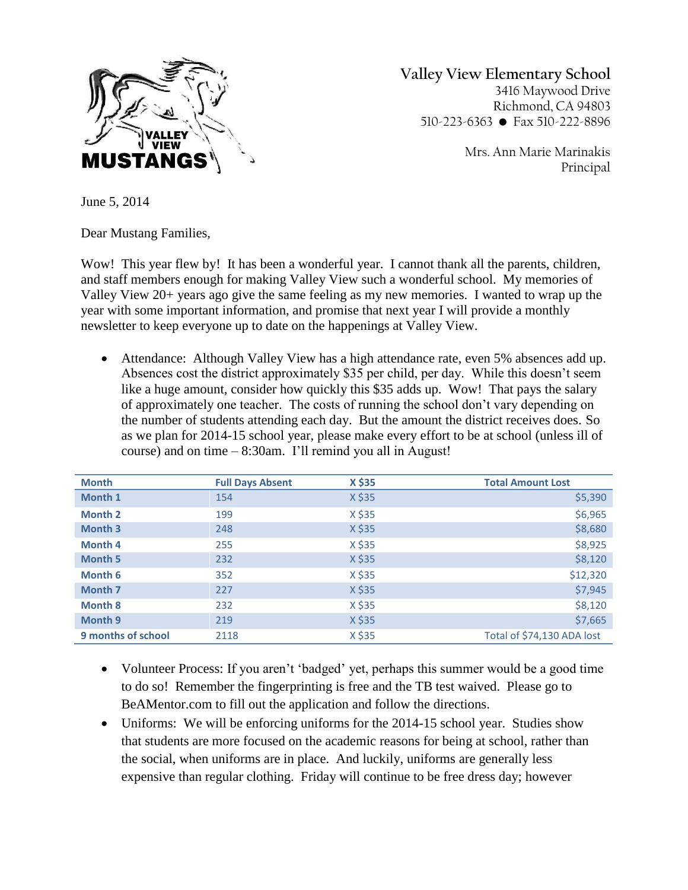**Valley View Elementary School**
3416 Maywood Drive
Richmond, CA 94803
510-223-6363 ● Fax 510-222-8896

Mrs. Ann Marie Marinakis
Principal

June 5, 2014

Dear Mustang Families,

Wow! This year flew by! It has been a wonderful year. I cannot thank all the parents, children, and staff members enough for making Valley View such a wonderful school. My memories of Valley View 20+ years ago give the same feeling as my new memories. I wanted to wrap up the year with some important information, and promise that next year I will provide a monthly newsletter to keep everyone up to date on the happenings at Valley View.

- Attendance: Although Valley View has a high attendance rate, even 5% absences add up. Absences cost the district approximately $35 per child, per day. While this doesn't seem like a huge amount, consider how quickly this $35 adds up. Wow! That pays the salary of approximately one teacher. The costs of running the school don't vary depending on the number of students attending each day. But the amount the district receives does. So as we plan for 2014-15 school year, please make every effort to be at school (unless ill of course) and on time – 8:30am. I'll remind you all in August!

| Month | Full Days Absent | X $35 | Total Amount Lost |
|---|---|---|---|
| Month 1 | 154 | X $35 | $5,390 |
| Month 2 | 199 | X $35 | $6,965 |
| Month 3 | 248 | X $35 | $8,680 |
| Month 4 | 255 | X $35 | $8,925 |
| Month 5 | 232 | X $35 | $8,120 |
| Month 6 | 352 | X $35 | $12,320 |
| Month 7 | 227 | X $35 | $7,945 |
| Month 8 | 232 | X $35 | $8,120 |
| Month 9 | 219 | X $35 | $7,665 |
| 9 months of school | 2118 | X $35 | Total of $74,130 ADA lost |

- Volunteer Process: If you aren't 'badged' yet, perhaps this summer would be a good time to do so! Remember the fingerprinting is free and the TB test waived. Please go to BeAMentor.com to fill out the application and follow the directions.
- Uniforms: We will be enforcing uniforms for the 2014-15 school year. Studies show that students are more focused on the academic reasons for being at school, rather than the social, when uniforms are in place. And luckily, uniforms are generally less expensive than regular clothing. Friday will continue to be free dress day; however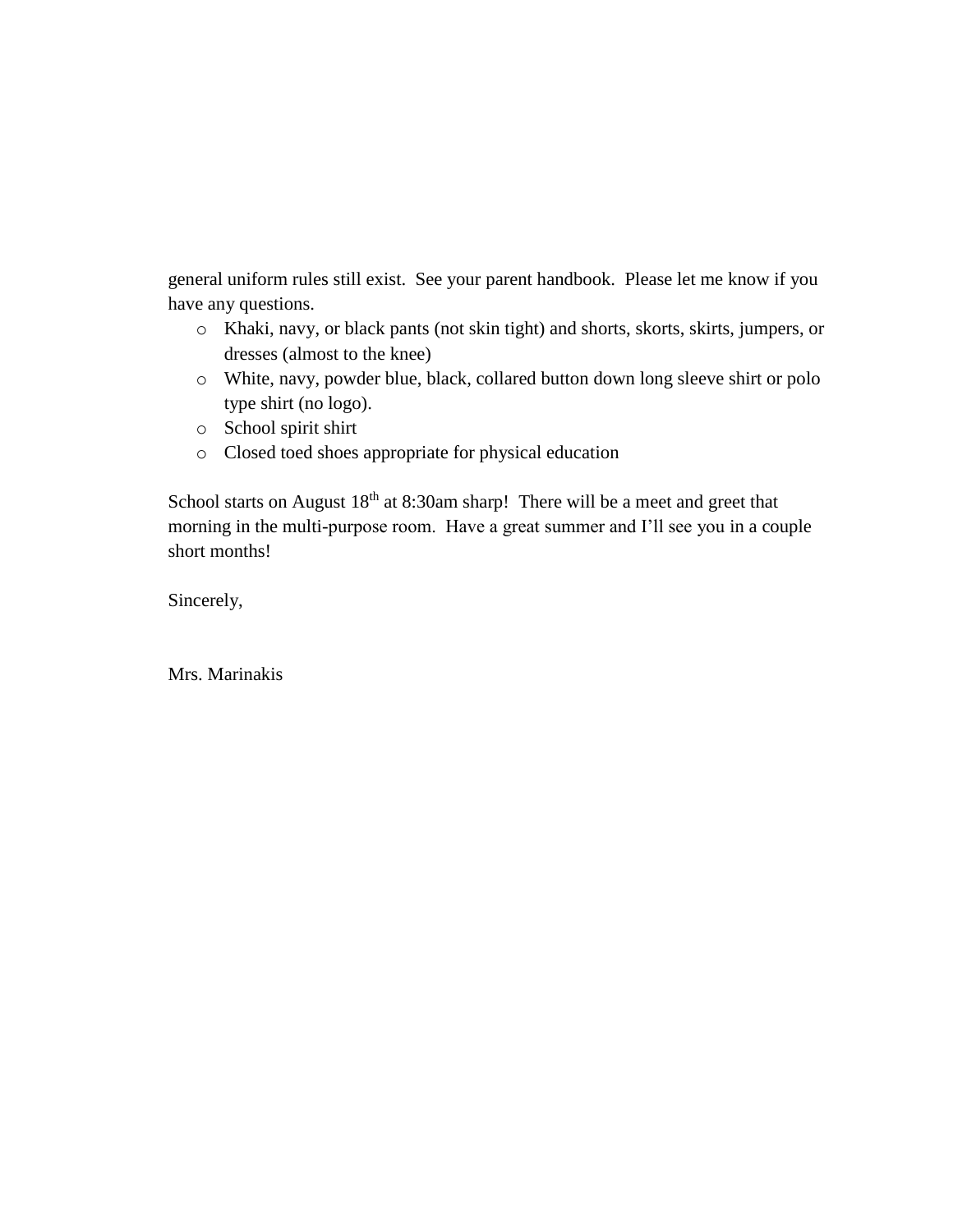general uniform rules still exist. See your parent handbook. Please let me know if you have any questions.

- Khaki, navy, or black pants (not skin tight) and shorts, skorts, skirts, jumpers, or dresses (almost to the knee)
- White, navy, powder blue, black, collared button down long sleeve shirt or polo type shirt (no logo).
- School spirit shirt
- Closed toed shoes appropriate for physical education

School starts on August 18th at 8:30am sharp! There will be a meet and greet that morning in the multi-purpose room. Have a great summer and I'll see you in a couple short months!

Sincerely,

Mrs. Marinakis